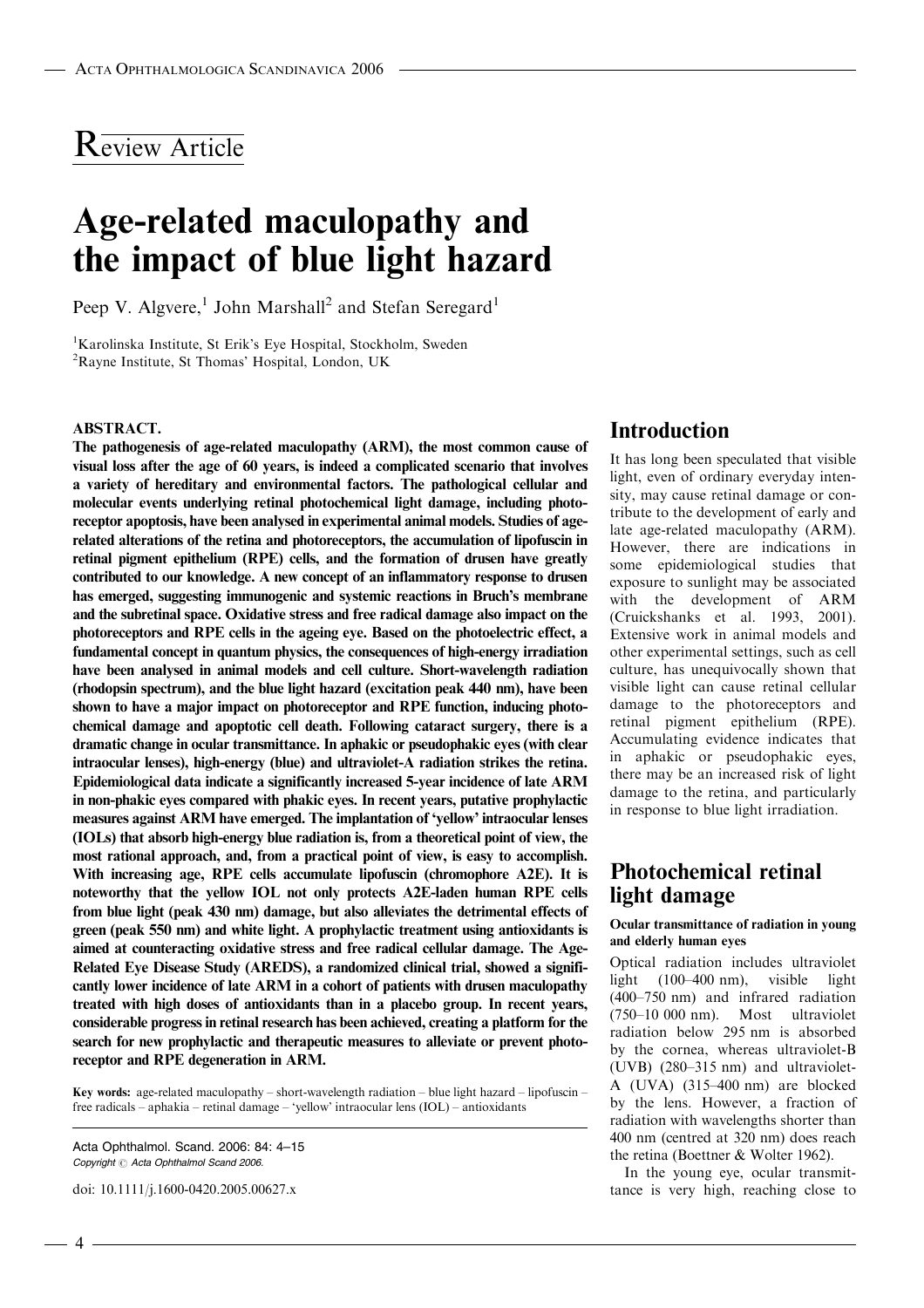Review Article

# Age-related maculopathy and the impact of blue light hazard

Peep V. Algvere,[1] John Marshall[2] and Stefan Seregard[1]

[1]Karolinska Institute, St Erik's Eye Hospital, Stockholm, Sweden
[2]Rayne Institute, St Thomas' Hospital, London, UK

**ABSTRACT.**

**The pathogenesis of age-related maculopathy (ARM), the most common cause of visual loss after the age of 60 years, is indeed a complicated scenario that involves a variety of hereditary and environmental factors. The pathological cellular and molecular events underlying retinal photochemical light damage, including photoreceptor apoptosis, have been analysed in experimental animal models. Studies of age-related alterations of the retina and photoreceptors, the accumulation of lipofuscin in retinal pigment epithelium (RPE) cells, and the formation of drusen have greatly contributed to our knowledge. A new concept of an inflammatory response to drusen has emerged, suggesting immunogenic and systemic reactions in Bruch's membrane and the subretinal space. Oxidative stress and free radical damage also impact on the photoreceptors and RPE cells in the ageing eye. Based on the photoelectric effect, a fundamental concept in quantum physics, the consequences of high-energy irradiation have been analysed in animal models and cell culture. Short-wavelength radiation (rhodopsin spectrum), and the blue light hazard (excitation peak 440 nm), have been shown to have a major impact on photoreceptor and RPE function, inducing photochemical damage and apoptotic cell death. Following cataract surgery, there is a dramatic change in ocular transmittance. In aphakic or pseudophakic eyes (with clear intraocular lenses), high-energy (blue) and ultraviolet-A radiation strikes the retina. Epidemiological data indicate a significantly increased 5-year incidence of late ARM in non-phakic eyes compared with phakic eyes. In recent years, putative prophylactic measures against ARM have emerged. The implantation of 'yellow' intraocular lenses (IOLs) that absorb high-energy blue radiation is, from a theoretical point of view, the most rational approach, and, from a practical point of view, is easy to accomplish. With increasing age, RPE cells accumulate lipofuscin (chromophore A2E). It is noteworthy that the yellow IOL not only protects A2E-laden human RPE cells from blue light (peak 430 nm) damage, but also alleviates the detrimental effects of green (peak 550 nm) and white light. A prophylactic treatment using antioxidants is aimed at counteracting oxidative stress and free radical cellular damage. The Age-Related Eye Disease Study (AREDS), a randomized clinical trial, showed a significantly lower incidence of late ARM in a cohort of patients with drusen maculopathy treated with high doses of antioxidants than in a placebo group. In recent years, considerable progress in retinal research has been achieved, creating a platform for the search for new prophylactic and therapeutic measures to alleviate or prevent photoreceptor and RPE degeneration in ARM.**

**Key words:** age-related maculopathy – short-wavelength radiation – blue light hazard – lipofuscin – free radicals – aphakia – retinal damage – 'yellow' intraocular lens (IOL) – antioxidants

Acta Ophthalmol. Scand. 2006: 84: 4–15
Copyright © Acta Ophthalmol Scand 2006.

doi: 10.1111/j.1600-0420.2005.00627.x

## Introduction

It has long been speculated that visible light, even of ordinary everyday intensity, may cause retinal damage or contribute to the development of early and late age-related maculopathy (ARM). However, there are indications in some epidemiological studies that exposure to sunlight may be associated with the development of ARM (Cruickshanks et al. 1993, 2001). Extensive work in animal models and other experimental settings, such as cell culture, has unequivocally shown that visible light can cause retinal cellular damage to the photoreceptors and retinal pigment epithelium (RPE). Accumulating evidence indicates that in aphakic or pseudophakic eyes, there may be an increased risk of light damage to the retina, and particularly in response to blue light irradiation.

## Photochemical retinal light damage

### Ocular transmittance of radiation in young and elderly human eyes

Optical radiation includes ultraviolet light (100–400 nm), visible light (400–750 nm) and infrared radiation (750–10 000 nm). Most ultraviolet radiation below 295 nm is absorbed by the cornea, whereas ultraviolet-B (UVB) (280–315 nm) and ultraviolet-A (UVA) (315–400 nm) are blocked by the lens. However, a fraction of radiation with wavelengths shorter than 400 nm (centred at 320 nm) does reach the retina (Boettner & Wolter 1962).

In the young eye, ocular transmittance is very high, reaching close to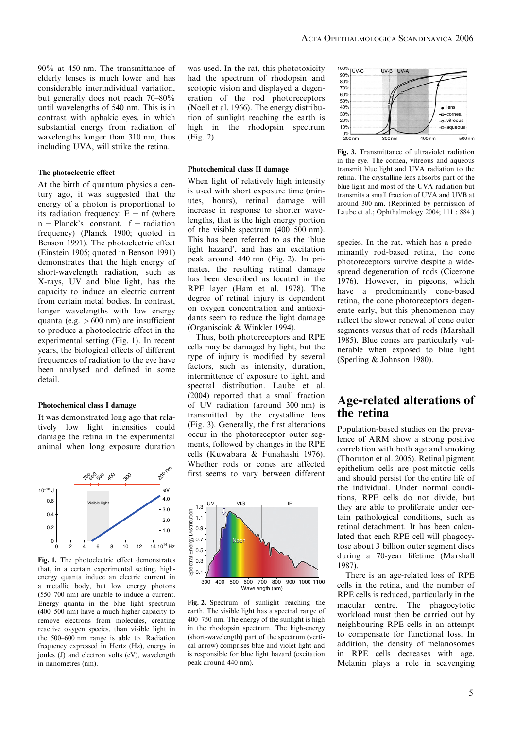90% at 450 nm. The transmittance of elderly lenses is much lower and has considerable interindividual variation, but generally does not reach 70–80% until wavelengths of 540 nm. This is in contrast with aphakic eyes, in which substantial energy from radiation of wavelengths longer than 310 nm, thus including UVA, will strike the retina.

### The photoelectric effect

At the birth of quantum physics a century ago, it was suggested that the energy of a photon is proportional to its radiation frequency: E = nf (where n = Planck's constant, f = radiation frequency) (Planck 1900; quoted in Benson 1991). The photoelectric effect (Einstein 1905; quoted in Benson 1991) demonstrates that the high energy of short-wavelength radiation, such as X-rays, UV and blue light, has the capacity to induce an electric current from certain metal bodies. In contrast, longer wavelengths with low energy quanta (e.g. > 600 nm) are insufficient to produce a photoelectric effect in the experimental setting (Fig. 1). In recent years, the biological effects of different frequencies of radiation to the eye have been analysed and defined in some detail.

### Photochemical class I damage

It was demonstrated long ago that relatively low light intensities could damage the retina in the experimental animal when long exposure duration was used. In the rat, this phototoxicity had the spectrum of rhodopsin and scotopic vision and displayed a degeneration of the rod photoreceptors (Noell et al. 1966). The energy distribution of sunlight reaching the earth is high in the rhodopsin spectrum (Fig. 2).

**Fig. 1.** The photoelectric effect demonstrates that, in a certain experimental setting, high-energy quanta induce an electric current in a metallic body, but low energy photons (550–700 nm) are unable to induce a current. Energy quanta in the blue light spectrum (400–500 nm) have a much higher capacity to remove electrons from molecules, creating reactive oxygen species, than visible light in the 500–600 nm range is able to. Radiation frequency expressed in Hertz (Hz), energy in joules (J) and electron volts (eV), wavelength in nanometres (nm).

### Photochemical class II damage

When light of relatively high intensity is used with short exposure time (minutes, hours), retinal damage will increase in response to shorter wavelengths, that is the high energy portion of the visible spectrum (400–500 nm). This has been referred to as the 'blue light hazard', and has an excitation peak around 440 nm (Fig. 2). In primates, the resulting retinal damage has been described as located in the RPE layer (Ham et al. 1978). The degree of retinal injury is dependent on oxygen concentration and antioxidants seem to reduce the light damage (Organisciak & Winkler 1994).

Thus, both photoreceptors and RPE cells may be damaged by light, but the type of injury is modified by several factors, such as intensity, duration, intermittence of exposure to light, and spectral distribution. Laube et al. (2004) reported that a small fraction of UV radiation (around 300 nm) is transmitted by the crystalline lens (Fig. 3). Generally, the first alterations occur in the photoreceptor outer segments, followed by changes in the RPE cells (Kuwabara & Funahashi 1976). Whether rods or cones are affected first seems to vary between different species. In the rat, which has a predominantly rod-based retina, the cone photoreceptors survive despite a widespread degeneration of rods (Cicerone 1976). However, in pigeons, which have a predominantly cone-based retina, the cone photoreceptors degenerate early, but this phenomenon may reflect the slower renewal of cone outer segments versus that of rods (Marshall 1985). Blue cones are particularly vulnerable when exposed to blue light (Sperling & Johnson 1980).

**Fig. 2.** Spectrum of sunlight reaching the earth. The visible light has a spectral range of 400–750 nm. The energy of the sunlight is high in the rhodopsin spectrum. The high-energy (short-wavelength) part of the spectrum (vertical arrow) comprises blue and violet light and is responsible for blue light hazard (excitation peak around 440 nm).

**Fig. 3.** Transmittance of ultraviolet radiation in the eye. The cornea, vitreous and aqueous transmit blue light and UVA radiation to the retina. The crystalline lens absorbs part of the blue light and most of the UVA radiation but transmits a small fraction of UVA and UVB at around 300 nm. (Reprinted by permission of Laube et al.; Ophthalmology 2004; 111 : 884.)

## Age-related alterations of the retina

Population-based studies on the prevalence of ARM show a strong positive correlation with both age and smoking (Thornton et al. 2005). Retinal pigment epithelium cells are post-mitotic cells and should persist for the entire life of the individual. Under normal conditions, RPE cells do not divide, but they are able to proliferate under certain pathological conditions, such as retinal detachment. It has been calculated that each RPE cell will phagocytose about 3 billion outer segment discs during a 70-year lifetime (Marshall 1987).

There is an age-related loss of RPE cells in the retina, and the number of RPE cells is reduced, particularly in the macular centre. The phagocytic workload must then be carried out by neighbouring RPE cells in an attempt to compensate for functional loss. In addition, the density of melanosomes in RPE cells decreases with age. Melanin plays a role in scavenging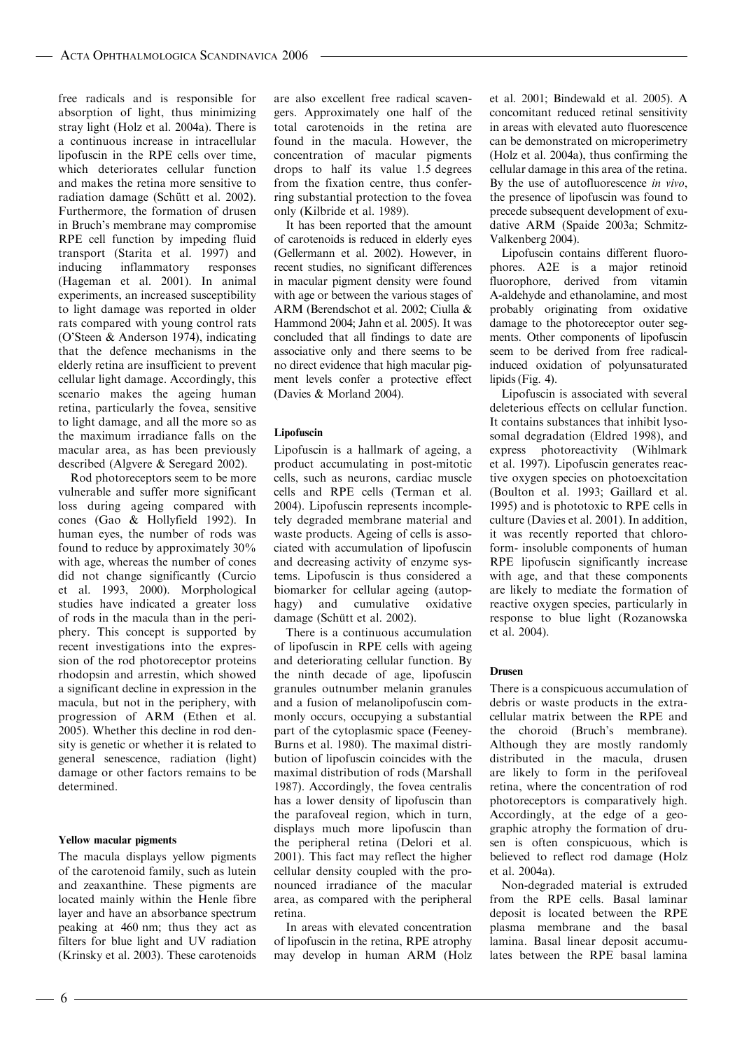free radicals and is responsible for absorption of light, thus minimizing stray light (Holz et al. 2004a). There is a continuous increase in intracellular lipofuscin in the RPE cells over time, which deteriorates cellular function and makes the retina more sensitive to radiation damage (Schütt et al. 2002). Furthermore, the formation of drusen in Bruch's membrane may compromise RPE cell function by impeding fluid transport (Starita et al. 1997) and inducing inflammatory responses (Hageman et al. 2001). In animal experiments, an increased susceptibility to light damage was reported in older rats compared with young control rats (O'Steen & Anderson 1974), indicating that the defence mechanisms in the elderly retina are insufficient to prevent cellular light damage. Accordingly, this scenario makes the ageing human retina, particularly the fovea, sensitive to light damage, and all the more so as the maximum irradiance falls on the macular area, as has been previously described (Algvere & Seregard 2002).

Rod photoreceptors seem to be more vulnerable and suffer more significant loss during ageing compared with cones (Gao & Hollyfield 1992). In human eyes, the number of rods was found to reduce by approximately 30% with age, whereas the number of cones did not change significantly (Curcio et al. 1993, 2000). Morphological studies have indicated a greater loss of rods in the macula than in the periphery. This concept is supported by recent investigations into the expression of the rod photoreceptor proteins rhodopsin and arrestin, which showed a significant decline in expression in the macula, but not in the periphery, with progression of ARM (Ethen et al. 2005). Whether this decline in rod density is genetic or whether it is related to general senescence, radiation (light) damage or other factors remains to be determined.

### Yellow macular pigments

The macula displays yellow pigments of the carotenoid family, such as lutein and zeaxanthine. These pigments are located mainly within the Henle fibre layer and have an absorbance spectrum peaking at 460 nm; thus they act as filters for blue light and UV radiation (Krinsky et al. 2003). These carotenoids are also excellent free radical scavengers. Approximately one half of the total carotenoids in the retina are found in the macula. However, the concentration of macular pigments drops to half its value 1.5 degrees from the fixation centre, thus conferring substantial protection to the fovea only (Kilbride et al. 1989).

It has been reported that the amount of carotenoids is reduced in elderly eyes (Gellermann et al. 2002). However, in recent studies, no significant differences in macular pigment density were found with age or between the various stages of ARM (Berendschot et al. 2002; Ciulla & Hammond 2004; Jahn et al. 2005). It was concluded that all findings to date are associative only and there seems to be no direct evidence that high macular pigment levels confer a protective effect (Davies & Morland 2004).

### Lipofuscin

Lipofuscin is a hallmark of ageing, a product accumulating in post-mitotic cells, such as neurons, cardiac muscle cells and RPE cells (Terman et al. 2004). Lipofuscin represents incompletely degraded membrane material and waste products. Ageing of cells is associated with accumulation of lipofuscin and decreasing activity of enzyme systems. Lipofuscin is thus considered a biomarker for cellular ageing (autophagy) and cumulative oxidative damage (Schütt et al. 2002).

There is a continuous accumulation of lipofuscin in RPE cells with ageing and deteriorating cellular function. By the ninth decade of age, lipofuscin granules outnumber melanin granules and a fusion of melanolipofuscin commonly occurs, occupying a substantial part of the cytoplasmic space (Feeney-Burns et al. 1980). The maximal distribution of lipofuscin coincides with the maximal distribution of rods (Marshall 1987). Accordingly, the fovea centralis has a lower density of lipofuscin than the parafoveal region, which in turn, displays much more lipofuscin than the peripheral retina (Delori et al. 2001). This fact may reflect the higher cellular density coupled with the pronounced irradiance of the macular area, as compared with the peripheral retina.

In areas with elevated concentration of lipofuscin in the retina, RPE atrophy may develop in human ARM (Holz et al. 2001; Bindewald et al. 2005). A concomitant reduced retinal sensitivity in areas with elevated auto fluorescence can be demonstrated on microperimetry (Holz et al. 2004a), thus confirming the cellular damage in this area of the retina. By the use of autofluorescence *in vivo*, the presence of lipofuscin was found to precede subsequent development of exudative ARM (Spaide 2003a; Schmitz-Valkenberg 2004).

Lipofuscin contains different fluorophores. A2E is a major retinoid fluorophore, derived from vitamin A-aldehyde and ethanolamine, and most probably originating from oxidative damage to the photoreceptor outer segments. Other components of lipofuscin seem to be derived from free radical-induced oxidation of polyunsaturated lipids (Fig. 4).

Lipofuscin is associated with several deleterious effects on cellular function. It contains substances that inhibit lysosomal degradation (Eldred 1998), and express photoreactivity (Wihlmark et al. 1997). Lipofuscin generates reactive oxygen species on photoexcitation (Boulton et al. 1993; Gaillard et al. 1995) and is phototoxic to RPE cells in culture (Davies et al. 2001). In addition, it was recently reported that chloroform- insoluble components of human RPE lipofuscin significantly increase with age, and that these components are likely to mediate the formation of reactive oxygen species, particularly in response to blue light (Rozanowska et al. 2004).

### Drusen

There is a conspicuous accumulation of debris or waste products in the extracellular matrix between the RPE and the choroid (Bruch's membrane). Although they are mostly randomly distributed in the macula, drusen are likely to form in the perifoveal retina, where the concentration of rod photoreceptors is comparatively high. Accordingly, at the edge of a geographic atrophy the formation of drusen is often conspicuous, which is believed to reflect rod damage (Holz et al. 2004a).

Non-degraded material is extruded from the RPE cells. Basal laminar deposit is located between the RPE plasma membrane and the basal lamina. Basal linear deposit accumulates between the RPE basal lamina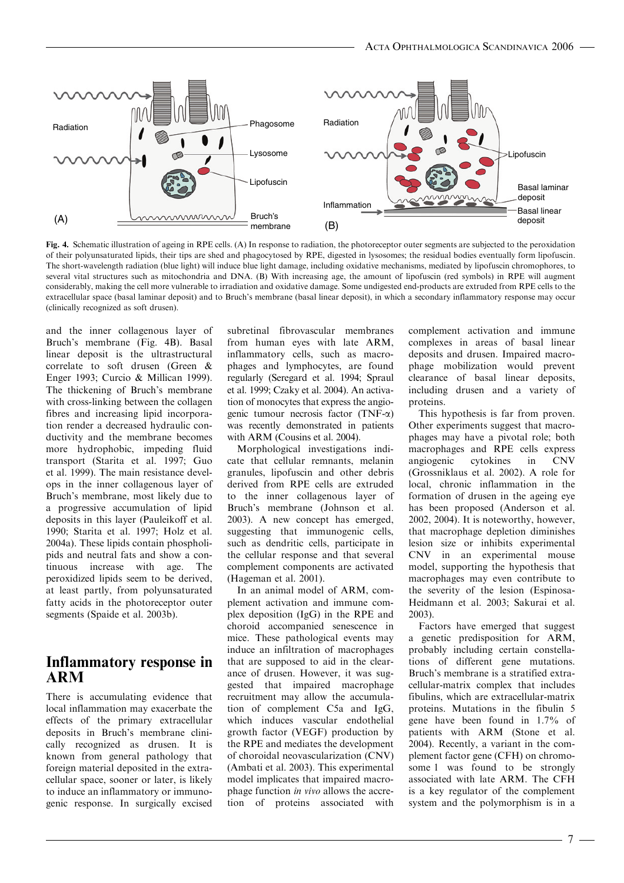**Fig. 4.** Schematic illustration of ageing in RPE cells. (A) In response to radiation, the photoreceptor outer segments are subjected to the peroxidation of their polyunsaturated lipids, their tips are shed and phagocytosed by RPE, digested in lysosomes; the residual bodies eventually form lipofuscin. The short-wavelength radiation (blue light) will induce blue light damage, including oxidative mechanisms, mediated by lipofuscin chromophores, to several vital structures such as mitochondria and DNA. (B) With increasing age, the amount of lipofuscin (red symbols) in RPE will augment considerably, making the cell more vulnerable to irradiation and oxidative damage. Some undigested end-products are extruded from RPE cells to the extracellular space (basal laminar deposit) and to Bruch's membrane (basal linear deposit), in which a secondary inflammatory response may occur (clinically recognized as soft drusen).

and the inner collagenous layer of Bruch's membrane (Fig. 4B). Basal linear deposit is the ultrastructural correlate to soft drusen (Green & Enger 1993; Curcio & Millican 1999). The thickening of Bruch's membrane with cross-linking between the collagen fibres and increasing lipid incorporation render a decreased hydraulic conductivity and the membrane becomes more hydrophobic, impeding fluid transport (Starita et al. 1997; Guo et al. 1999). The main resistance develops in the inner collagenous layer of Bruch's membrane, most likely due to a progressive accumulation of lipid deposits in this layer (Pauleikoff et al. 1990; Starita et al. 1997; Holz et al. 2004a). These lipids contain phospholipids and neutral fats and show a continuous increase with age. The peroxidized lipids seem to be derived, at least partly, from polyunsaturated fatty acids in the photoreceptor outer segments (Spaide et al. 2003b).

## Inflammatory response in ARM

There is accumulating evidence that local inflammation may exacerbate the effects of the primary extracellular deposits in Bruch's membrane clinically recognized as drusen. It is known from general pathology that foreign material deposited in the extracellular space, sooner or later, is likely to induce an inflammatory or immunogenic response. In surgically excised subretinal fibrovascular membranes from human eyes with late ARM, inflammatory cells, such as macrophages and lymphocytes, are found regularly (Seregard et al. 1994; Spraul et al. 1999; Czaky et al. 2004). An activation of monocytes that express the angiogenic tumour necrosis factor (TNF-$\alpha$) was recently demonstrated in patients with ARM (Cousins et al. 2004).

Morphological investigations indicate that cellular remnants, melanin granules, lipofuscin and other debris derived from RPE cells are extruded to the inner collagenous layer of Bruch's membrane (Johnson et al. 2003). A new concept has emerged, suggesting that immunogenic cells, such as dendritic cells, participate in the cellular response and that several complement components are activated (Hageman et al. 2001).

In an animal model of ARM, complement activation and immune complex deposition (IgG) in the RPE and choroid accompanied senescence in mice. These pathological events may induce an infiltration of macrophages that are supposed to aid in the clearance of drusen. However, it was suggested that impaired macrophage recruitment may allow the accumulation of complement C5a and IgG, which induces vascular endothelial growth factor (VEGF) production by the RPE and mediates the development of choroidal neovascularization (CNV) (Ambati et al. 2003). This experimental model implicates that impaired macrophage function *in vivo* allows the accretion of proteins associated with complement activation and immune complexes in areas of basal linear deposits and drusen. Impaired macrophage mobilization would prevent clearance of basal linear deposits, including drusen and a variety of proteins.

This hypothesis is far from proven. Other experiments suggest that macrophages may have a pivotal role; both macrophages and RPE cells express angiogenic cytokines in CNV (Grossniklaus et al. 2002). A role for local, chronic inflammation in the formation of drusen in the ageing eye has been proposed (Anderson et al. 2002, 2004). It is noteworthy, however, that macrophage depletion diminishes lesion size or inhibits experimental CNV in an experimental mouse model, supporting the hypothesis that macrophages may even contribute to the severity of the lesion (Espinosa-Heidmann et al. 2003; Sakurai et al. 2003).

Factors have emerged that suggest a genetic predisposition for ARM, probably including certain constellations of different gene mutations. Bruch's membrane is a stratified extracellular-matrix complex that includes fibulins, which are extracellular-matrix proteins. Mutations in the fibulin 5 gene have been found in 1.7% of patients with ARM (Stone et al. 2004). Recently, a variant in the complement factor gene (CFH) on chromosome 1 was found to be strongly associated with late ARM. The CFH is a key regulator of the complement system and the polymorphism is in a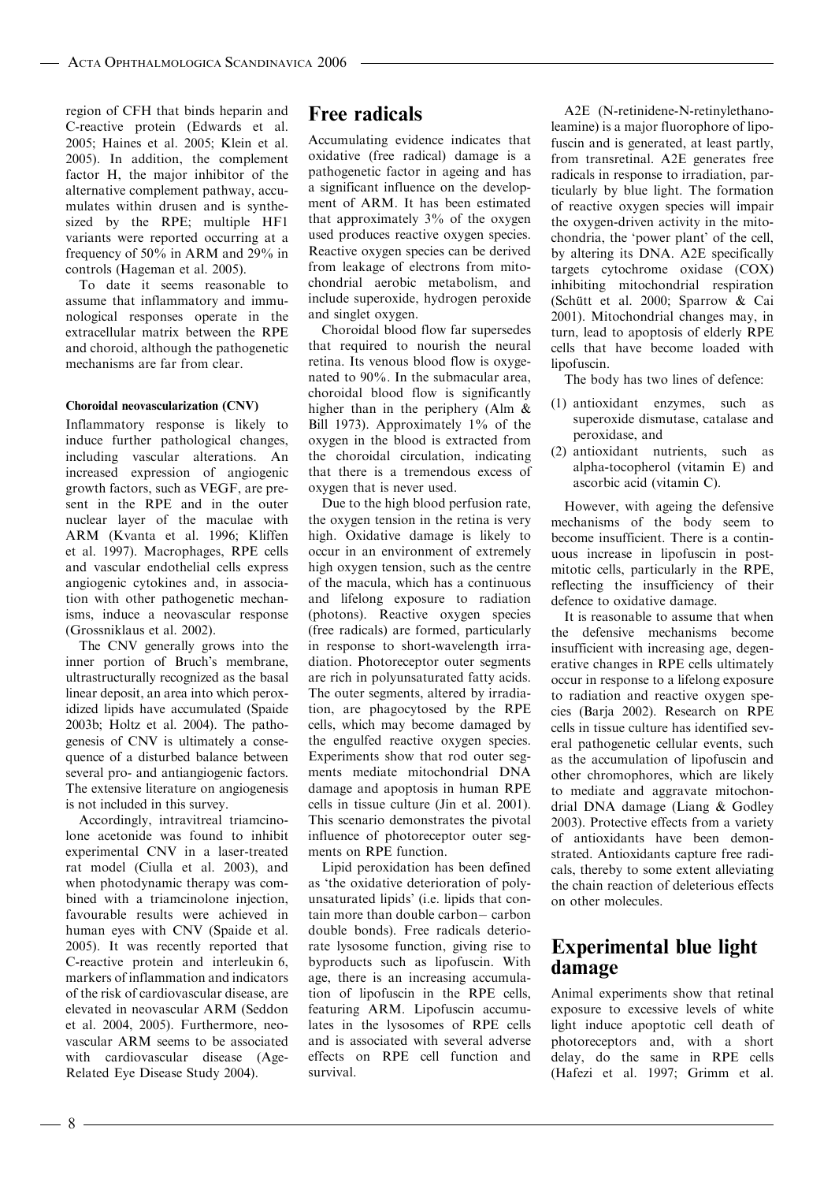region of CFH that binds heparin and C-reactive protein (Edwards et al. 2005; Haines et al. 2005; Klein et al. 2005). In addition, the complement factor H, the major inhibitor of the alternative complement pathway, accumulates within drusen and is synthesized by the RPE; multiple HF1 variants were reported occurring at a frequency of 50% in ARM and 29% in controls (Hageman et al. 2005).

To date it seems reasonable to assume that inflammatory and immunological responses operate in the extracellular matrix between the RPE and choroid, although the pathogenetic mechanisms are far from clear.

#### Choroidal neovascularization (CNV)

Inflammatory response is likely to induce further pathological changes, including vascular alterations. An increased expression of angiogenic growth factors, such as VEGF, are present in the RPE and in the outer nuclear layer of the maculae with ARM (Kvanta et al. 1996; Kliffen et al. 1997). Macrophages, RPE cells and vascular endothelial cells express angiogenic cytokines and, in association with other pathogenetic mechanisms, induce a neovascular response (Grossniklaus et al. 2002).

The CNV generally grows into the inner portion of Bruch's membrane, ultrastructurally recognized as the basal linear deposit, an area into which peroxidized lipids have accumulated (Spaide 2003b; Holtz et al. 2004). The pathogenesis of CNV is ultimately a consequence of a disturbed balance between several pro- and antiangiogenic factors. The extensive literature on angiogenesis is not included in this survey.

Accordingly, intravitreal triamcinolone acetonide was found to inhibit experimental CNV in a laser-treated rat model (Ciulla et al. 2003), and when photodynamic therapy was combined with a triamcinolone injection, favourable results were achieved in human eyes with CNV (Spaide et al. 2005). It was recently reported that C-reactive protein and interleukin 6, markers of inflammation and indicators of the risk of cardiovascular disease, are elevated in neovascular ARM (Seddon et al. 2004, 2005). Furthermore, neovascular ARM seems to be associated with cardiovascular disease (Age-Related Eye Disease Study 2004).

## Free radicals

Accumulating evidence indicates that oxidative (free radical) damage is a pathogenetic factor in ageing and has a significant influence on the development of ARM. It has been estimated that approximately 3% of the oxygen used produces reactive oxygen species. Reactive oxygen species can be derived from leakage of electrons from mitochondrial aerobic metabolism, and include superoxide, hydrogen peroxide and singlet oxygen.

Choroidal blood flow far supersedes that required to nourish the neural retina. Its venous blood flow is oxygenated to 90%. In the submacular area, choroidal blood flow is significantly higher than in the periphery (Alm & Bill 1973). Approximately 1% of the oxygen in the blood is extracted from the choroidal circulation, indicating that there is a tremendous excess of oxygen that is never used.

Due to the high blood perfusion rate, the oxygen tension in the retina is very high. Oxidative damage is likely to occur in an environment of extremely high oxygen tension, such as the centre of the macula, which has a continuous and lifelong exposure to radiation (photons). Reactive oxygen species (free radicals) are formed, particularly in response to short-wavelength irradiation. Photoreceptor outer segments are rich in polyunsaturated fatty acids. The outer segments, altered by irradiation, are phagocytosed by the RPE cells, which may become damaged by the engulfed reactive oxygen species. Experiments show that rod outer segments mediate mitochondrial DNA damage and apoptosis in human RPE cells in tissue culture (Jin et al. 2001). This scenario demonstrates the pivotal influence of photoreceptor outer segments on RPE function.

Lipid peroxidation has been defined as 'the oxidative deterioration of polyunsaturated lipids' (i.e. lipids that contain more than double carbon– carbon double bonds). Free radicals deteriorate lysosome function, giving rise to byproducts such as lipofuscin. With age, there is an increasing accumulation of lipofuscin in the RPE cells, featuring ARM. Lipofuscin accumulates in the lysosomes of RPE cells and is associated with several adverse effects on RPE cell function and survival.

A2E (N-retinidene-N-retinylethanoleamine) is a major fluorophore of lipofuscin and is generated, at least partly, from transretinal. A2E generates free radicals in response to irradiation, particularly by blue light. The formation of reactive oxygen species will impair the oxygen-driven activity in the mitochondria, the 'power plant' of the cell, by altering its DNA. A2E specifically targets cytochrome oxidase (COX) inhibiting mitochondrial respiration (Schütt et al. 2000; Sparrow & Cai 2001). Mitochondrial changes may, in turn, lead to apoptosis of elderly RPE cells that have become loaded with lipofuscin.

The body has two lines of defence:

(1) antioxidant enzymes, such as superoxide dismutase, catalase and peroxidase, and
(2) antioxidant nutrients, such as alpha-tocopherol (vitamin E) and ascorbic acid (vitamin C).

However, with ageing the defensive mechanisms of the body seem to become insufficient. There is a continuous increase in lipofuscin in postmitotic cells, particularly in the RPE, reflecting the insufficiency of their defence to oxidative damage.

It is reasonable to assume that when the defensive mechanisms become insufficient with increasing age, degenerative changes in RPE cells ultimately occur in response to a lifelong exposure to radiation and reactive oxygen species (Barja 2002). Research on RPE cells in tissue culture has identified several pathogenetic cellular events, such as the accumulation of lipofuscin and other chromophores, which are likely to mediate and aggravate mitochondrial DNA damage (Liang & Godley 2003). Protective effects from a variety of antioxidants have been demonstrated. Antioxidants capture free radicals, thereby to some extent alleviating the chain reaction of deleterious effects on other molecules.

## Experimental blue light damage

Animal experiments show that retinal exposure to excessive levels of white light induce apoptotic cell death of photoreceptors and, with a short delay, do the same in RPE cells (Hafezi et al. 1997; Grimm et al.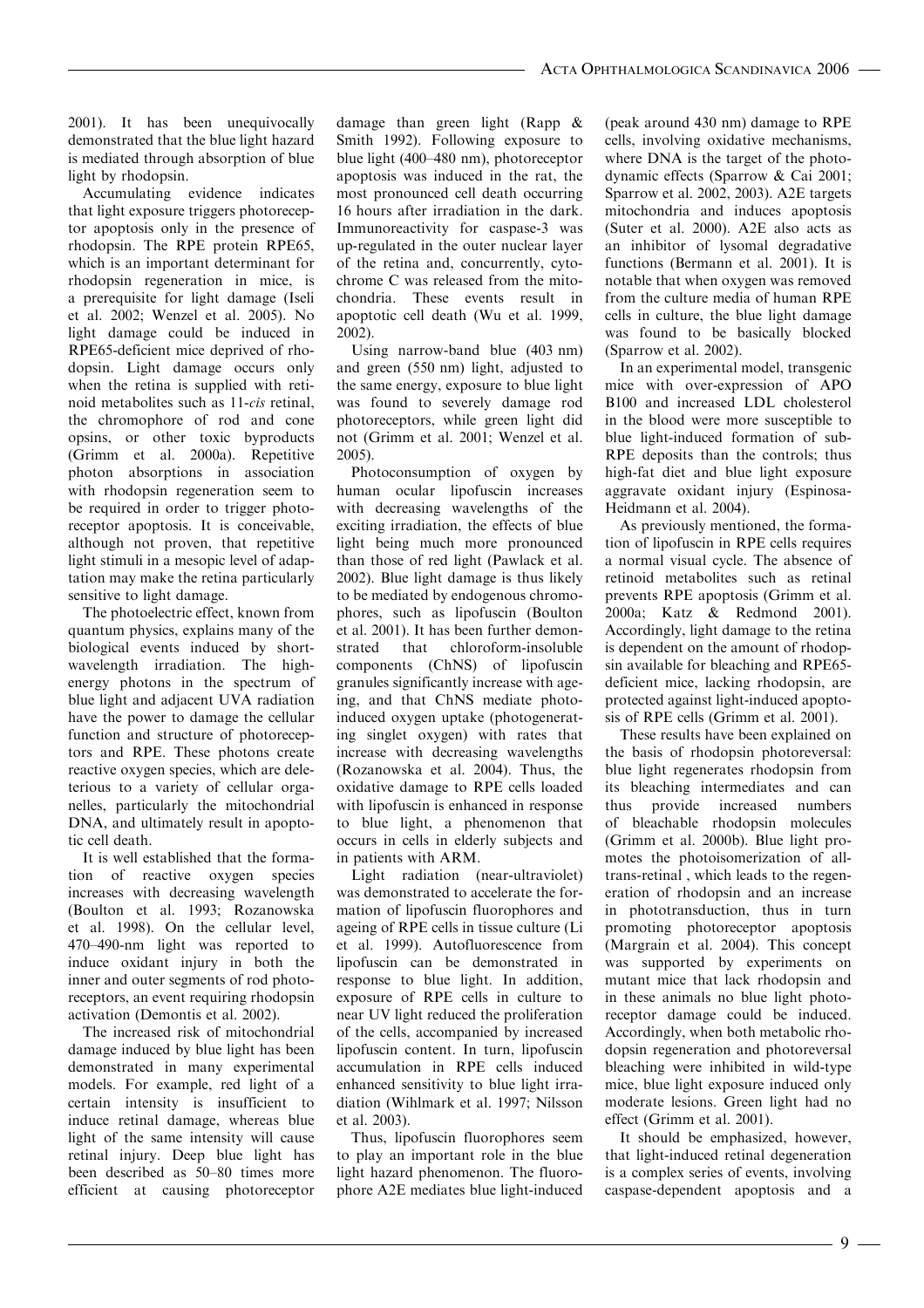2001). It has been unequivocally demonstrated that the blue light hazard is mediated through absorption of blue light by rhodopsin.

Accumulating evidence indicates that light exposure triggers photoreceptor apoptosis only in the presence of rhodopsin. The RPE protein RPE65, which is an important determinant for rhodopsin regeneration in mice, is a prerequisite for light damage (Iseli et al. 2002; Wenzel et al. 2005). No light damage could be induced in RPE65-deficient mice deprived of rhodopsin. Light damage occurs only when the retina is supplied with retinoid metabolites such as 11-*cis* retinal, the chromophore of rod and cone opsins, or other toxic byproducts (Grimm et al. 2000a). Repetitive photon absorptions in association with rhodopsin regeneration seem to be required in order to trigger photoreceptor apoptosis. It is conceivable, although not proven, that repetitive light stimuli in a mesopic level of adaptation may make the retina particularly sensitive to light damage.

The photoelectric effect, known from quantum physics, explains many of the biological events induced by short-wavelength irradiation. The high-energy photons in the spectrum of blue light and adjacent UVA radiation have the power to damage the cellular function and structure of photoreceptors and RPE. These photons create reactive oxygen species, which are deleterious to a variety of cellular organelles, particularly the mitochondrial DNA, and ultimately result in apoptotic cell death.

It is well established that the formation of reactive oxygen species increases with decreasing wavelength (Boulton et al. 1993; Rozanowska et al. 1998). On the cellular level, 470–490-nm light was reported to induce oxidant injury in both the inner and outer segments of rod photoreceptors, an event requiring rhodopsin activation (Demontis et al. 2002).

The increased risk of mitochondrial damage induced by blue light has been demonstrated in many experimental models. For example, red light of a certain intensity is insufficient to induce retinal damage, whereas blue light of the same intensity will cause retinal injury. Deep blue light has been described as 50–80 times more efficient at causing photoreceptor damage than green light (Rapp & Smith 1992). Following exposure to blue light (400–480 nm), photoreceptor apoptosis was induced in the rat, the most pronounced cell death occurring 16 hours after irradiation in the dark. Immunoreactivity for caspase-3 was up-regulated in the outer nuclear layer of the retina and, concurrently, cytochrome C was released from the mitochondria. These events result in apoptotic cell death (Wu et al. 1999, 2002).

Using narrow-band blue (403 nm) and green (550 nm) light, adjusted to the same energy, exposure to blue light was found to severely damage rod photoreceptors, while green light did not (Grimm et al. 2001; Wenzel et al. 2005).

Photoconsumption of oxygen by human ocular lipofuscin increases with decreasing wavelengths of the exciting irradiation, the effects of blue light being much more pronounced than those of red light (Pawlack et al. 2002). Blue light damage is thus likely to be mediated by endogenous chromophores, such as lipofuscin (Boulton et al. 2001). It has been further demonstrated that chloroform-insoluble components (ChNS) of lipofuscin granules significantly increase with ageing, and that ChNS mediate photo-induced oxygen uptake (photogenerating singlet oxygen) with rates that increase with decreasing wavelengths (Rozanowska et al. 2004). Thus, the oxidative damage to RPE cells loaded with lipofuscin is enhanced in response to blue light, a phenomenon that occurs in cells in elderly subjects and in patients with ARM.

Light radiation (near-ultraviolet) was demonstrated to accelerate the formation of lipofuscin fluorophores and ageing of RPE cells in tissue culture (Li et al. 1999). Autofluorescence from lipofuscin can be demonstrated in response to blue light. In addition, exposure of RPE cells in culture to near UV light reduced the proliferation of the cells, accompanied by increased lipofuscin content. In turn, lipofuscin accumulation in RPE cells induced enhanced sensitivity to blue light irradiation (Wihlmark et al. 1997; Nilsson et al. 2003).

Thus, lipofuscin fluorophores seem to play an important role in the blue light hazard phenomenon. The fluorophore A2E mediates blue light-induced (peak around 430 nm) damage to RPE cells, involving oxidative mechanisms, where DNA is the target of the photodynamic effects (Sparrow & Cai 2001; Sparrow et al. 2002, 2003). A2E targets mitochondria and induces apoptosis (Suter et al. 2000). A2E also acts as an inhibitor of lysomal degradative functions (Bermann et al. 2001). It is notable that when oxygen was removed from the culture media of human RPE cells in culture, the blue light damage was found to be basically blocked (Sparrow et al. 2002).

In an experimental model, transgenic mice with over-expression of APO B100 and increased LDL cholesterol in the blood were more susceptible to blue light-induced formation of sub-RPE deposits than the controls; thus high-fat diet and blue light exposure aggravate oxidant injury (Espinosa-Heidmann et al. 2004).

As previously mentioned, the formation of lipofuscin in RPE cells requires a normal visual cycle. The absence of retinoid metabolites such as retinal prevents RPE apoptosis (Grimm et al. 2000a; Katz & Redmond 2001). Accordingly, light damage to the retina is dependent on the amount of rhodopsin available for bleaching and RPE65-deficient mice, lacking rhodopsin, are protected against light-induced apoptosis of RPE cells (Grimm et al. 2001).

These results have been explained on the basis of rhodopsin photoreversal: blue light regenerates rhodopsin from its bleaching intermediates and can thus provide increased numbers of bleachable rhodopsin molecules (Grimm et al. 2000b). Blue light promotes the photoisomerization of all-trans-retinal , which leads to the regeneration of rhodopsin and an increase in phototransduction, thus in turn promoting photoreceptor apoptosis (Margrain et al. 2004). This concept was supported by experiments on mutant mice that lack rhodopsin and in these animals no blue light photoreceptor damage could be induced. Accordingly, when both metabolic rhodopsin regeneration and photoreversal bleaching were inhibited in wild-type mice, blue light exposure induced only moderate lesions. Green light had no effect (Grimm et al. 2001).

It should be emphasized, however, that light-induced retinal degeneration is a complex series of events, involving caspase-dependent apoptosis and a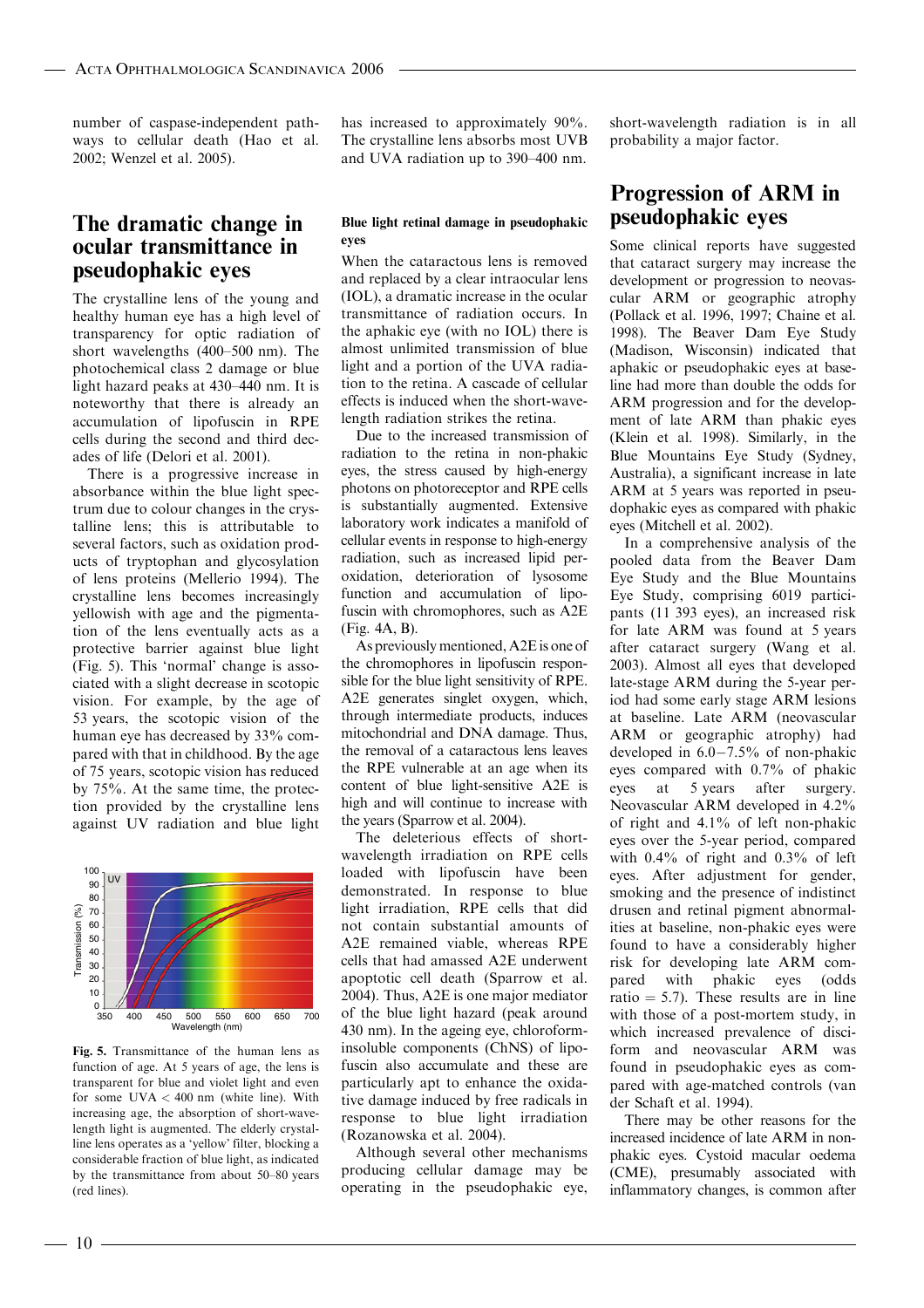number of caspase-independent pathways to cellular death (Hao et al. 2002; Wenzel et al. 2005).

## The dramatic change in ocular transmittance in pseudophakic eyes

The crystalline lens of the young and healthy human eye has a high level of transparency for optic radiation of short wavelengths (400–500 nm). The photochemical class 2 damage or blue light hazard peaks at 430–440 nm. It is noteworthy that there is already an accumulation of lipofuscin in RPE cells during the second and third decades of life (Delori et al. 2001).

There is a progressive increase in absorbance within the blue light spectrum due to colour changes in the crystalline lens; this is attributable to several factors, such as oxidation products of tryptophan and glycosylation of lens proteins (Mellerio 1994). The crystalline lens becomes increasingly yellowish with age and the pigmentation of the lens eventually acts as a protective barrier against blue light (Fig. 5). This 'normal' change is associated with a slight decrease in scotopic vision. For example, by the age of 53 years, the scotopic vision of the human eye has decreased by 33% compared with that in childhood. By the age of 75 years, scotopic vision has reduced by 75%. At the same time, the protection provided by the crystalline lens against UV radiation and blue light has increased to approximately 90%. The crystalline lens absorbs most UVB and UVA radiation up to 390–400 nm.

**Fig. 5.** Transmittance of the human lens as function of age. At 5 years of age, the lens is transparent for blue and violet light and even for some UVA < 400 nm (white line). With increasing age, the absorption of short-wavelength light is augmented. The elderly crystalline lens operates as a 'yellow' filter, blocking a considerable fraction of blue light, as indicated by the transmittance from about 50–80 years (red lines).

### Blue light retinal damage in pseudophakic eyes

When the cataractous lens is removed and replaced by a clear intraocular lens (IOL), a dramatic increase in the ocular transmittance of radiation occurs. In the aphakic eye (with no IOL) there is almost unlimited transmission of blue light and a portion of the UVA radiation to the retina. A cascade of cellular effects is induced when the short-wavelength radiation strikes the retina.

Due to the increased transmission of radiation to the retina in non-phakic eyes, the stress caused by high-energy photons on photoreceptor and RPE cells is substantially augmented. Extensive laboratory work indicates a manifold of cellular events in response to high-energy radiation, such as increased lipid peroxidation, deterioration of lysosome function and accumulation of lipofuscin with chromophores, such as A2E (Fig. 4A, B).

As previously mentioned, A2E is one of the chromophores in lipofuscin responsible for the blue light sensitivity of RPE. A2E generates singlet oxygen, which, through intermediate products, induces mitochondrial and DNA damage. Thus, the removal of a cataractous lens leaves the RPE vulnerable at an age when its content of blue light-sensitive A2E is high and will continue to increase with the years (Sparrow et al. 2004).

The deleterious effects of short-wavelength irradiation on RPE cells loaded with lipofuscin have been demonstrated. In response to blue light irradiation, RPE cells that did not contain substantial amounts of A2E remained viable, whereas RPE cells that had amassed A2E underwent apoptotic cell death (Sparrow et al. 2004). Thus, A2E is one major mediator of the blue light hazard (peak around 430 nm). In the ageing eye, chloroform-insoluble components (ChNS) of lipofuscin also accumulate and these are particularly apt to enhance the oxidative damage induced by free radicals in response to blue light irradiation (Rozanowska et al. 2004).

Although several other mechanisms producing cellular damage may be operating in the pseudophakic eye, short-wavelength radiation is in all probability a major factor.

## Progression of ARM in pseudophakic eyes

Some clinical reports have suggested that cataract surgery may increase the development or progression to neovascular ARM or geographic atrophy (Pollack et al. 1996, 1997; Chaine et al. 1998). The Beaver Dam Eye Study (Madison, Wisconsin) indicated that aphakic or pseudophakic eyes at baseline had more than double the odds for ARM progression and for the development of late ARM than phakic eyes (Klein et al. 1998). Similarly, in the Blue Mountains Eye Study (Sydney, Australia), a significant increase in late ARM at 5 years was reported in pseudophakic eyes as compared with phakic eyes (Mitchell et al. 2002).

In a comprehensive analysis of the pooled data from the Beaver Dam Eye Study and the Blue Mountains Eye Study, comprising 6019 participants (11 393 eyes), an increased risk for late ARM was found at 5 years after cataract surgery (Wang et al. 2003). Almost all eyes that developed late-stage ARM during the 5-year period had some early stage ARM lesions at baseline. Late ARM (neovascular ARM or geographic atrophy) had developed in 6.0–7.5% of non-phakic eyes compared with 0.7% of phakic eyes at 5 years after surgery. Neovascular ARM developed in 4.2% of right and 4.1% of left non-phakic eyes over the 5-year period, compared with 0.4% of right and 0.3% of left eyes. After adjustment for gender, smoking and the presence of indistinct drusen and retinal pigment abnormalities at baseline, non-phakic eyes were found to have a considerably higher risk for developing late ARM compared with phakic eyes (odds ratio = 5.7). These results are in line with those of a post-mortem study, in which increased prevalence of disciform and neovascular ARM was found in pseudophakic eyes as compared with age-matched controls (van der Schaft et al. 1994).

There may be other reasons for the increased incidence of late ARM in non-phakic eyes. Cystoid macular oedema (CME), presumably associated with inflammatory changes, is common after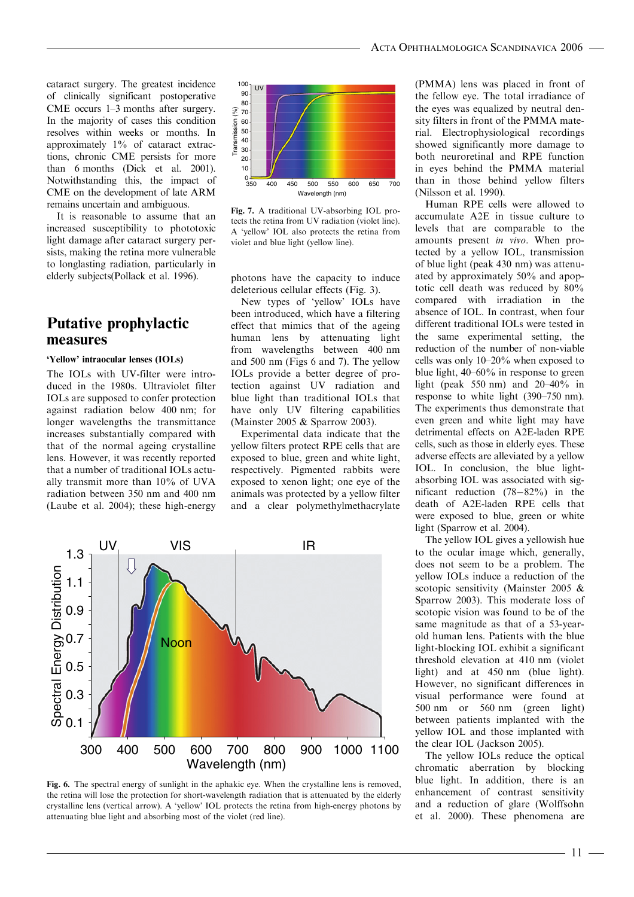cataract surgery. The greatest incidence of clinically significant postoperative CME occurs 1–3 months after surgery. In the majority of cases this condition resolves within weeks or months. In approximately 1% of cataract extractions, chronic CME persists for more than 6 months (Dick et al. 2001). Notwithstanding this, the impact of CME on the development of late ARM remains uncertain and ambiguous.

It is reasonable to assume that an increased susceptibility to phototoxic light damage after cataract surgery persists, making the retina more vulnerable to longlasting radiation, particularly in elderly subjects(Pollack et al. 1996).

## Putative prophylactic measures

### 'Yellow' intraocular lenses (IOLs)

The IOLs with UV-filter were introduced in the 1980s. Ultraviolet filter IOLs are supposed to confer protection against radiation below 400 nm; for longer wavelengths the transmittance increases substantially compared with that of the normal ageing crystalline lens. However, it was recently reported that a number of traditional IOLs actually transmit more than 10% of UVA radiation between 350 nm and 400 nm (Laube et al. 2004); these high-energy photons have the capacity to induce deleterious cellular effects (Fig. 3).

Fig. 7. A traditional UV-absorbing IOL protects the retina from UV radiation (violet line). A 'yellow' IOL also protects the retina from violet and blue light (yellow line).

New types of 'yellow' IOLs have been introduced, which have a filtering effect that mimics that of the ageing human lens by attenuating light from wavelengths between 400 nm and 500 nm (Figs 6 and 7). The yellow IOLs provide a better degree of protection against UV radiation and blue light than traditional IOLs that have only UV filtering capabilities (Mainster 2005 & Sparrow 2003).

Experimental data indicate that the yellow filters protect RPE cells that are exposed to blue, green and white light, respectively. Pigmented rabbits were exposed to xenon light; one eye of the animals was protected by a yellow filter and a clear polymethylmethacrylate (PMMA) lens was placed in front of the fellow eye. The total irradiance of the eyes was equalized by neutral density filters in front of the PMMA material. Electrophysiological recordings showed significantly more damage to both neuroretinal and RPE function in eyes behind the PMMA material than in those behind yellow filters (Nilsson et al. 1990).

Human RPE cells were allowed to accumulate A2E in tissue culture to levels that are comparable to the amounts present *in vivo*. When protected by a yellow IOL, transmission of blue light (peak 430 nm) was attenuated by approximately 50% and apoptotic cell death was reduced by 80% compared with irradiation in the absence of IOL. In contrast, when four different traditional IOLs were tested in the same experimental setting, the reduction of the number of non-viable cells was only 10–20% when exposed to blue light, 40–60% in response to green light (peak 550 nm) and 20–40% in response to white light (390–750 nm). The experiments thus demonstrate that even green and white light may have detrimental effects on A2E-laden RPE cells, such as those in elderly eyes. These adverse effects are alleviated by a yellow IOL. In conclusion, the blue light-absorbing IOL was associated with significant reduction (78−82%) in the death of A2E-laden RPE cells that were exposed to blue, green or white light (Sparrow et al. 2004).

The yellow IOL gives a yellowish hue to the ocular image which, generally, does not seem to be a problem. The yellow IOLs induce a reduction of the scotopic sensitivity (Mainster 2005 & Sparrow 2003). This moderate loss of scotopic vision was found to be of the same magnitude as that of a 53-year-old human lens. Patients with the blue light-blocking IOL exhibit a significant threshold elevation at 410 nm (violet light) and at 450 nm (blue light). However, no significant differences in visual performance were found at 500 nm or 560 nm (green light) between patients implanted with the yellow IOL and those implanted with the clear IOL (Jackson 2005).

The yellow IOLs reduce the optical chromatic aberration by blocking blue light. In addition, there is an enhancement of contrast sensitivity and a reduction of glare (Wolffsohn et al. 2000). These phenomena are

Fig. 6. The spectral energy of sunlight in the aphakic eye. When the crystalline lens is removed, the retina will lose the protection for short-wavelength radiation that is attenuated by the elderly crystalline lens (vertical arrow). A 'yellow' IOL protects the retina from high-energy photons by attenuating blue light and absorbing most of the violet (red line).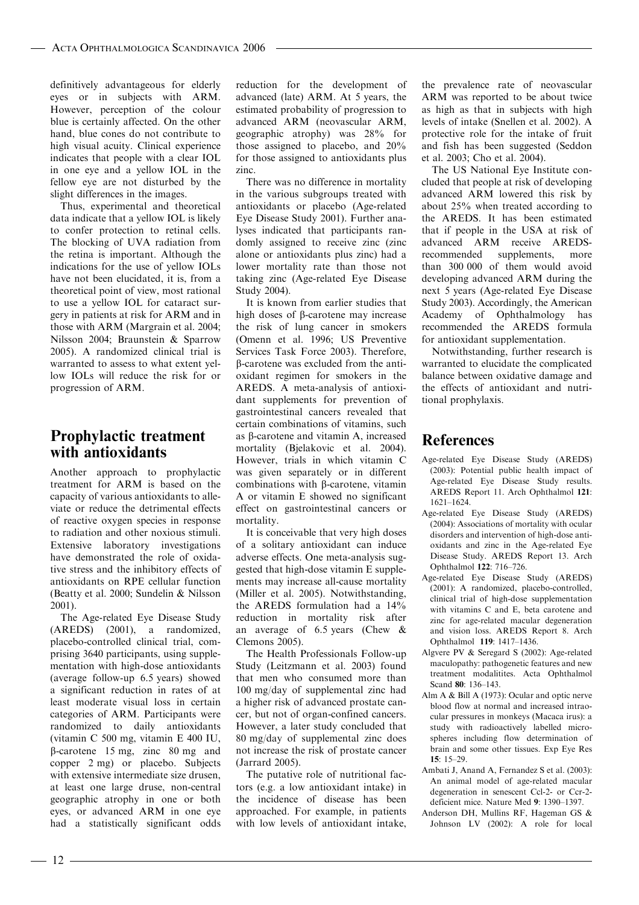definitively advantageous for elderly eyes or in subjects with ARM. However, perception of the colour blue is certainly affected. On the other hand, blue cones do not contribute to high visual acuity. Clinical experience indicates that people with a clear IOL in one eye and a yellow IOL in the fellow eye are not disturbed by the slight differences in the images.

Thus, experimental and theoretical data indicate that a yellow IOL is likely to confer protection to retinal cells. The blocking of UVA radiation from the retina is important. Although the indications for the use of yellow IOLs have not been elucidated, it is, from a theoretical point of view, most rational to use a yellow IOL for cataract surgery in patients at risk for ARM and in those with ARM (Margrain et al. 2004; Nilsson 2004; Braunstein & Sparrow 2005). A randomized clinical trial is warranted to assess to what extent yellow IOLs will reduce the risk for or progression of ARM.

## Prophylactic treatment with antioxidants

Another approach to prophylactic treatment for ARM is based on the capacity of various antioxidants to alleviate or reduce the detrimental effects of reactive oxygen species in response to radiation and other noxious stimuli. Extensive laboratory investigations have demonstrated the role of oxidative stress and the inhibitory effects of antioxidants on RPE cellular function (Beatty et al. 2000; Sundelin & Nilsson 2001).

The Age-related Eye Disease Study (AREDS) (2001), a randomized, placebo-controlled clinical trial, comprising 3640 participants, using supplementation with high-dose antioxidants (average follow-up 6.5 years) showed a significant reduction in rates of at least moderate visual loss in certain categories of ARM. Participants were randomized to daily antioxidants (vitamin C 500 mg, vitamin E 400 IU, β-carotene 15 mg, zinc 80 mg and copper 2 mg) or placebo. Subjects with extensive intermediate size drusen, at least one large druse, non-central geographic atrophy in one or both eyes, or advanced ARM in one eye had a statistically significant odds reduction for the development of advanced (late) ARM. At 5 years, the estimated probability of progression to advanced ARM (neovascular ARM, geographic atrophy) was 28% for those assigned to placebo, and 20% for those assigned to antioxidants plus zinc.

There was no difference in mortality in the various subgroups treated with antioxidants or placebo (Age-related Eye Disease Study 2001). Further analyses indicated that participants randomly assigned to receive zinc (zinc alone or antioxidants plus zinc) had a lower mortality rate than those not taking zinc (Age-related Eye Disease Study 2004).

It is known from earlier studies that high doses of β-carotene may increase the risk of lung cancer in smokers (Omenn et al. 1996; US Preventive Services Task Force 2003). Therefore, β-carotene was excluded from the antioxidant regimen for smokers in the AREDS. A meta-analysis of antioxidant supplements for prevention of gastrointestinal cancers revealed that certain combinations of vitamins, such as β-carotene and vitamin A, increased mortality (Bjelakovic et al. 2004). However, trials in which vitamin C was given separately or in different combinations with β-carotene, vitamin A or vitamin E showed no significant effect on gastrointestinal cancers or mortality.

It is conceivable that very high doses of a solitary antioxidant can induce adverse effects. One meta-analysis suggested that high-dose vitamin E supplements may increase all-cause mortality (Miller et al. 2005). Notwithstanding, the AREDS formulation had a 14% reduction in mortality risk after an average of 6.5 years (Chew & Clemons 2005).

The Health Professionals Follow-up Study (Leitzmann et al. 2003) found that men who consumed more than 100 mg/day of supplemental zinc had a higher risk of advanced prostate cancer, but not of organ-confined cancers. However, a later study concluded that 80 mg/day of supplemental zinc does not increase the risk of prostate cancer (Jarrard 2005).

The putative role of nutritional factors (e.g. a low antioxidant intake) in the incidence of disease has been approached. For example, in patients with low levels of antioxidant intake, the prevalence rate of neovascular ARM was reported to be about twice as high as that in subjects with high levels of intake (Snellen et al. 2002). A protective role for the intake of fruit and fish has been suggested (Seddon et al. 2003; Cho et al. 2004).

The US National Eye Institute concluded that people at risk of developing advanced ARM lowered this risk by about 25% when treated according to the AREDS. It has been estimated that if people in the USA at risk of advanced ARM receive AREDS-recommended supplements, more than 300 000 of them would avoid developing advanced ARM during the next 5 years (Age-related Eye Disease Study 2003). Accordingly, the American Academy of Ophthalmology has recommended the AREDS formula for antioxidant supplementation.

Notwithstanding, further research is warranted to elucidate the complicated balance between oxidative damage and the effects of antioxidant and nutritional prophylaxis.

## References

Age-related Eye Disease Study (AREDS) (2003): Potential public health impact of Age-related Eye Disease Study results. AREDS Report 11. Arch Ophthalmol **121**: 1621–1624.

Age-related Eye Disease Study (AREDS) (2004): Associations of mortality with ocular disorders and intervention of high-dose antioxidants and zinc in the Age-related Eye Disease Study. AREDS Report 13. Arch Ophthalmol **122**: 716–726.

Age-related Eye Disease Study (AREDS) (2001): A randomized, placebo-controlled, clinical trial of high-dose supplementation with vitamins C and E, beta carotene and zinc for age-related macular degeneration and vision loss. AREDS Report 8. Arch Ophthalmol **119**: 1417–1436.

Algvere PV & Seregard S (2002): Age-related maculopathy: pathogenetic features and new treatment modalitites. Acta Ophthalmol Scand **80**: 136–143.

Alm A & Bill A (1973): Ocular and optic nerve blood flow at normal and increased intraocular pressures in monkeys (Macaca irus): a study with radioactively labelled microspheres including flow determination of brain and some other tissues. Exp Eye Res **15**: 15–29.

Ambati J, Anand A, Fernandez S et al. (2003): An animal model of age-related macular degeneration in senescent Ccl-2- or Ccr-2-deficient mice. Nature Med **9**: 1390–1397.

Anderson DH, Mullins RF, Hageman GS & Johnson LV (2002): A role for local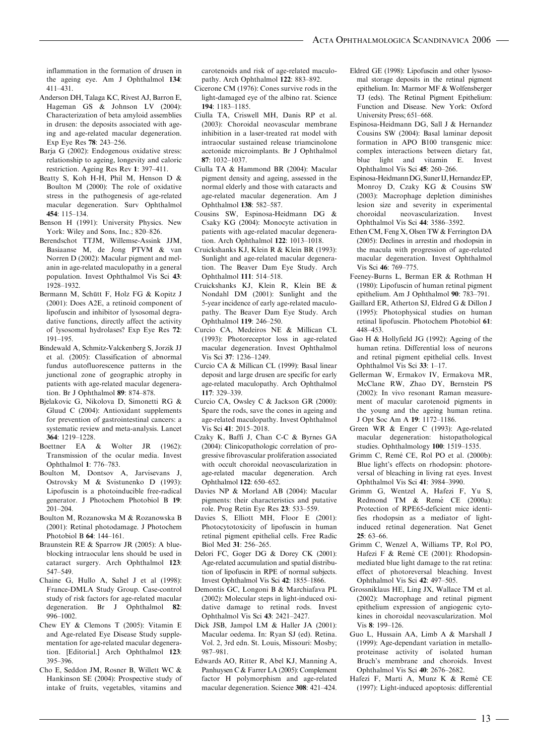inflammation in the formation of drusen in the ageing eye. Am J Ophthalmol **134**: 411–431.

Anderson DH, Talaga KC, Rivest AJ, Barron E, Hageman GS & Johnson LV (2004): Characterization of beta amyloid assemblies in drusen: the deposits associated with ageing and age-related macular degeneration. Exp Eye Res **78**: 243–256.

Barja G (2002): Endogenous oxidative stress: relationship to ageing, longevity and caloric restriction. Ageing Res Rev **1**: 397–411.

Beatty S, Koh H-H, Phil M, Henson D & Boulton M (2000): The role of oxidative stress in the pathogenesis of age-related macular degeneration. Surv Ophthalmol **454**: 115–134.

Benson H (1991): University Physics. New York: Wiley and Sons, Inc.; 820–826.

Berendschot TTJM, Willemse-Assink JJM, Basiaanse M, de Jong PTVM & van Norren D (2002): Macular pigment and melanin in age-related maculopathy in a general population. Invest Ophthalmol Vis Sci **43**: 1928–1932.

Bermann M, Schütt F, Holz FG & Kopitz J (2001): Does A2E, a retinoid component of lipofuscin and inhibitor of lysosomal degradative functions, directly affect the activity of lysosomal hydrolases? Exp Eye Res **72**: 191–195.

Bindewald A, Schmitz-Valckenberg S, Jorzik JJ et al. (2005): Classification of abnormal fundus autofluorescence patterns in the junctional zone of geographic atrophy in patients with age-related macular degeneration. Br J Ophthalmol **89**: 874–878.

Bjelakovic G, Nikolova D, Simonetti RG & Gluud C (2004): Antioxidant supplements for prevention of gastrointestinal cancers: a systematic review and meta-analysis. Lancet **364**: 1219–1228.

Boettner EA & Wolter JR (1962): Transmission of the ocular media. Invest Ophthalmol **1**: 776–783.

Boulton M, Dontsov A, Jarvisevans J, Ostrovsky M & Svistunenko D (1993): Lipofuscin is a photoinducible free-radical generator. J Photochem Photobiol B **19**: 201–204.

Boulton M, Rozanowska M & Rozanowska B (2001): Retinal photodamage. J Photochem Photobiol B **64**: 144–161.

Braunstein RE & Sparrow JR (2005): A blue-blocking intraocular lens should be used in cataract surgery. Arch Ophthalmol **123**: 547–549.

Chaine G, Hullo A, Sahel J et al (1998): France-DMLA Study Group. Case-control study of risk factors for age-related macular degeneration. Br J Ophthalmol **82**: 996–1002.

Chew EY & Clemons T (2005): Vitamin E and Age-related Eye Disease Study supplementation for age-related macular degeneration. [Editorial.] Arch Ophthalmol **123**: 395–396.

Cho E, Seddon JM, Rosner B, Willett WC & Hankinson SE (2004): Prospective study of intake of fruits, vegetables, vitamins and carotenoids and risk of age-related maculopathy. Arch Ophthalmol **122**: 883–892.

Cicerone CM (1976): Cones survive rods in the light-damaged eye of the albino rat. Science **194**: 1183–1185.

Ciulla TA, Criswell MH, Danis RP et al. (2003): Choroidal neovascular membrane inhibition in a laser-treated rat model with intraocular sustained release triamcinolone acetonide microimplants. Br J Ophthalmol **87**: 1032–1037.

Ciulla TA & Hammond BR (2004): Macular pigment density and ageing, assessed in the normal elderly and those with cataracts and age-related macular degeneration. Am J Ophthalmol **138**: 582–587.

Cousins SW, Espinosa-Heidmann DG & Csaky KG (2004): Monocyte activation in patients with age-related macular degeneration. Arch Ophthalmol **122**: 1013–1018.

Cruickshanks KJ, Klein R & Klein BR (1993): Sunlight and age-related macular degeneration. The Beaver Dam Eye Study. Arch Ophthalmol **111**: 514–518.

Cruickshanks KJ, Klein R, Klein BE & Nondahl DM (2001): Sunlight and the 5-year incidence of early age-related maculopathy. The Beaver Dam Eye Study. Arch Ophthalmol **119**: 246–250.

Curcio CA, Medeiros NE & Millican CL (1993): Photoreceptor loss in age-related macular degeneration. Invest Ophthalmol Vis Sci **37**: 1236–1249.

Curcio CA & Millican CL (1999): Basal linear deposit and large drusen are specific for early age-related maculopathy. Arch Ophthalmol **117**: 329–339.

Curcio CA, Owsley C & Jackson GR (2000): Spare the rods, save the cones in ageing and age-related maculopathy. Invest Ophthalmol Vis Sci **41**: 2015–2018.

Czaky K, Baffi J, Chan C-C & Byrnes GA (2004): Clinicopathologic correlation of progressive fibrovascular proliferation associated with occult choroidal neovascularization in age-related macular degeneration. Arch Ophthalmol **122**: 650–652.

Davies NP & Morland AB (2004): Macular pigments: their characteristics and putative role. Prog Retin Eye Res **23**: 533–559.

Davies S, Elliott MH, Floor E (2001): Photocytotoxicity of lipofuscin in human retinal pigment epithelial cells. Free Radic Biol Med **31**: 256–265.

Delori FC, Goger DG & Dorey CK (2001): Age-related accumulation and spatial distribution of lipofuscin in RPE of normal subjects. Invest Ophthalmol Vis Sci **42**: 1855–1866.

Demontis GC, Longoni B & Marchiafava PL (2002): Molecular steps in light-induced oxidative damage to retinal rods. Invest Ophthalmol Vis Sci **43**: 2421–2427.

Dick JSB, Jampol LM & Haller JA (2001): Macular oedema. In: Ryan SJ (ed). Retina. Vol. 2, 3rd edn. St. Louis, Missouri: Mosby; 987–981.

Edwards AO, Ritter R, Abel KJ, Manning A, Panhuysen C & Farrer LA (2005): Complement factor H polymorphism and age-related macular degeneration. Science **308**: 421–424.

Eldred GE (1998): Lipofuscin and other lysosomal storage deposits in the retinal pigment epithelium. In: Marmor MF & Wolfensberger TJ (eds). The Retinal Pigment Epithelium: Function and Disease. New York: Oxford University Press; 651–668.

Espinosa-Heidmann DG, Sall J & Hernandez Cousins SW (2004): Basal laminar deposit formation in APO B100 transgenic mice: complex interactions between dietary fat, blue light and vitamin E. Invest Ophthalmol Vis Sci **45**: 260–266.

Espinosa-Heidmann DG, Suner IJ, Hernandez EP, Monroy D, Czaky KG & Cousins SW (2003): Macrophage depletion diminishes lesion size and severity in experimental choroidal neovascularization. Invest Ophthalmol Vis Sci **44**: 3586–3592.

Ethen CM, Feng X, Olsen TW & Ferrington DA (2005): Declines in arrestin and rhodopsin in the macula with progression of age-related macular degeneration. Invest Ophthalmol Vis Sci **46**: 769–775.

Feeney-Burns L, Berman ER & Rothman H (1980): Lipofuscin of human retinal pigment epithelium. Am J Ophthalmol **90**: 783–791.

Gaillard ER, Atherton SJ, Eldred G & Dillon J (1995): Photophysical studies on human retinal lipofuscin. Photochem Photobiol **61**: 448–453.

Gao H & Hollyfield JG (1992): Ageing of the human retina. Differential loss of neurons and retinal pigment epithelial cells. Invest Ophthalmol Vis Sci **33**: 1–17.

Gellerman W, Ermakov IV, Ermakova MR, McClane RW, Zhao DY, Bernstein PS (2002): In vivo resonant Raman measurement of macular carotenoid pigments in the young and the ageing human retina. J Opt Soc Am A **19**: 1172–1186.

Green WR & Enger C (1993): Age-related macular degeneration: histopathological studies. Ophthalmology **100**: 1519–1535.

Grimm C, Remé CE, Rol PO et al. (2000b): Blue light's effects on rhodopsin: photoreversal of bleaching in living rat eyes. Invest Ophthalmol Vis Sci **41**: 3984–3990.

Grimm G, Wentzel A, Hafezi F, Yu S, Redmond TM & Remé CE (2000a): Protection of RPE65-deficient mice identifies rhodopsin as a mediator of light-induced retinal degeneration. Nat Genet **25**: 63–66.

Grimm C, Wenzel A, Williams TP, Rol PO, Hafezi F & Remé CE (2001): Rhodopsin-mediated blue light damage to the rat retina: effect of photoreversal bleaching. Invest Ophthalmol Vis Sci **42**: 497–505.

Grossniklaus HE, Ling JX, Wallace TM et al. (2002): Macrophage and retinal pigment epithelium expression of angiogenic cytokines in choroidal neovascularization. Mol Vis **8**: 199–126.

Guo L, Hussain AA, Limb A & Marshall J (1999): Age-dependant variation in metalloproteinase activity of isolated human Bruch's membrane and choroids. Invest Ophthalmol Vis Sci **40**: 2676–2682.

Hafezi F, Marti A, Munz K & Remé CE (1997): Light-induced apoptosis: differential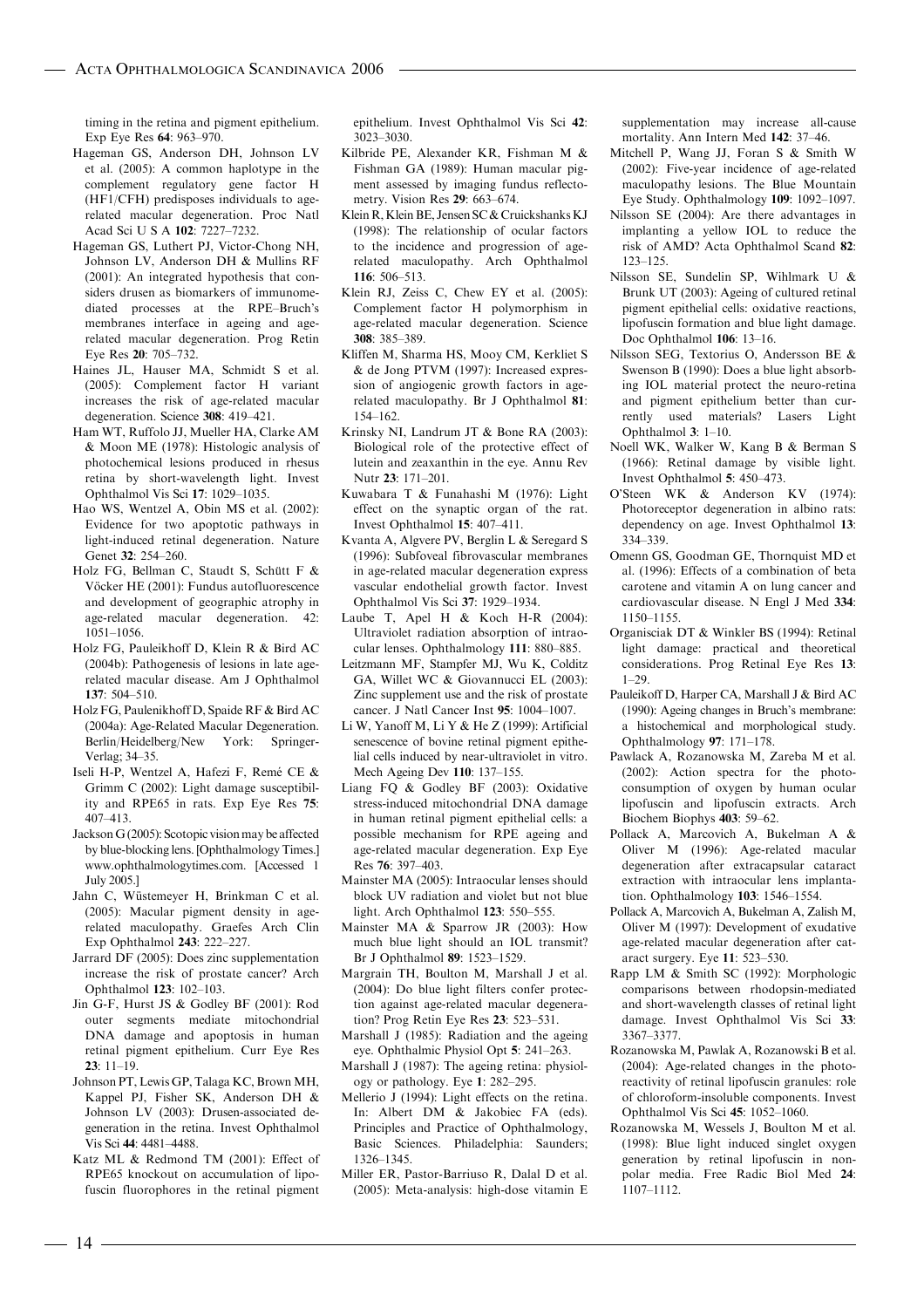timing in the retina and pigment epithelium. Exp Eye Res **64**: 963–970.

Hageman GS, Anderson DH, Johnson LV et al. (2005): A common haplotype in the complement regulatory gene factor H (HF1/CFH) predisposes individuals to age-related macular degeneration. Proc Natl Acad Sci U S A **102**: 7227–7232.

Hageman GS, Luthert PJ, Victor-Chong NH, Johnson LV, Anderson DH & Mullins RF (2001): An integrated hypothesis that considers drusen as biomarkers of immunomediated processes at the RPE–Bruch's membranes interface in ageing and age-related macular degeneration. Prog Retin Eye Res **20**: 705–732.

Haines JL, Hauser MA, Schmidt S et al. (2005): Complement factor H variant increases the risk of age-related macular degeneration. Science **308**: 419–421.

Ham WT, Ruffolo JJ, Mueller HA, Clarke AM & Moon ME (1978): Histologic analysis of photochemical lesions produced in rhesus retina by short-wavelength light. Invest Ophthalmol Vis Sci **17**: 1029–1035.

Hao WS, Wentzel A, Obin MS et al. (2002): Evidence for two apoptotic pathways in light-induced retinal degeneration. Nature Genet **32**: 254–260.

Holz FG, Bellman C, Staudt S, Schütt F & Vöcker HE (2001): Fundus autofluorescence and development of geographic atrophy in age-related macular degeneration. 42: 1051–1056.

Holz FG, Pauleikhoff D, Klein R & Bird AC (2004b): Pathogenesis of lesions in late age-related macular disease. Am J Ophthalmol **137**: 504–510.

Holz FG, Paulenikhoff D, Spaide RF & Bird AC (2004a): Age-Related Macular Degeneration. Berlin/Heidelberg/New York: Springer-Verlag; 34–35.

Iseli H-P, Wentzel A, Hafezi F, Remé CE & Grimm C (2002): Light damage susceptibility and RPE65 in rats. Exp Eye Res **75**: 407–413.

Jackson G (2005): Scotopic vision may be affected by blue-blocking lens. [Ophthalmology Times.] www.ophthalmologytimes.com. [Accessed 1 July 2005.]

Jahn C, Wüstemeyer H, Brinkman C et al. (2005): Macular pigment density in age-related maculopathy. Graefes Arch Clin Exp Ophthalmol **243**: 222–227.

Jarrard DF (2005): Does zinc supplementation increase the risk of prostate cancer? Arch Ophthalmol **123**: 102–103.

Jin G-F, Hurst JS & Godley BF (2001): Rod outer segments mediate mitochondrial DNA damage and apoptosis in human retinal pigment epithelium. Curr Eye Res **23**: 11–19.

Johnson PT, Lewis GP, Talaga KC, Brown MH, Kappel PJ, Fisher SK, Anderson DH & Johnson LV (2003): Drusen-associated degeneration in the retina. Invest Ophthalmol Vis Sci **44**: 4481–4488.

Katz ML & Redmond TM (2001): Effect of RPE65 knockout on accumulation of lipofuscin fluorophores in the retinal pigment epithelium. Invest Ophthalmol Vis Sci **42**: 3023–3030.

Kilbride PE, Alexander KR, Fishman M & Fishman GA (1989): Human macular pigment assessed by imaging fundus reflectometry. Vision Res **29**: 663–674.

Klein R, Klein BE, Jensen SC & Cruickshanks KJ (1998): The relationship of ocular factors to the incidence and progression of age-related maculopathy. Arch Ophthalmol **116**: 506–513.

Klein RJ, Zeiss C, Chew EY et al. (2005): Complement factor H polymorphism in age-related macular degeneration. Science **308**: 385–389.

Kliffen M, Sharma HS, Mooy CM, Kerkliet S & de Jong PTVM (1997): Increased expression of angiogenic growth factors in age-related maculopathy. Br J Ophthalmol **81**: 154–162.

Krinsky NI, Landrum JT & Bone RA (2003): Biological role of the protective effect of lutein and zeaxanthin in the eye. Annu Rev Nutr **23**: 171–201.

Kuwabara T & Funahashi M (1976): Light effect on the synaptic organ of the rat. Invest Ophthalmol **15**: 407–411.

Kvanta A, Algvere PV, Berglin L & Seregard S (1996): Subfoveal fibrovascular membranes in age-related macular degeneration express vascular endothelial growth factor. Invest Ophthalmol Vis Sci **37**: 1929–1934.

Laube T, Apel H & Koch H-R (2004): Ultraviolet radiation absorption of intraocular lenses. Ophthalmology **111**: 880–885.

Leitzmann MF, Stampfer MJ, Wu K, Colditz GA, Willet WC & Giovannucci EL (2003): Zinc supplement use and the risk of prostate cancer. J Natl Cancer Inst **95**: 1004–1007.

Li W, Yanoff M, Li Y & He Z (1999): Artificial senescence of bovine retinal pigment epithelial cells induced by near-ultraviolet in vitro. Mech Ageing Dev **110**: 137–155.

Liang FQ & Godley BF (2003): Oxidative stress-induced mitochondrial DNA damage in human retinal pigment epithelial cells: a possible mechanism for RPE ageing and age-related macular degeneration. Exp Eye Res **76**: 397–403.

Mainster MA (2005): Intraocular lenses should block UV radiation and violet but not blue light. Arch Ophthalmol **123**: 550–555.

Mainster MA & Sparrow JR (2003): How much blue light should an IOL transmit? Br J Ophthalmol **89**: 1523–1529.

Margrain TH, Boulton M, Marshall J et al. (2004): Do blue light filters confer protection against age-related macular degeneration? Prog Retin Eye Res **23**: 523–531.

Marshall J (1985): Radiation and the ageing eye. Ophthalmic Physiol Opt **5**: 241–263.

Marshall J (1987): The ageing retina: physiology or pathology. Eye **1**: 282–295.

Mellerio J (1994): Light effects on the retina. In: Albert DM & Jakobiec FA (eds). Principles and Practice of Ophthalmology, Basic Sciences. Philadelphia: Saunders; 1326–1345.

Miller ER, Pastor-Barriuso R, Dalal D et al. (2005): Meta-analysis: high-dose vitamin E supplementation may increase all-cause mortality. Ann Intern Med **142**: 37–46.

Mitchell P, Wang JJ, Foran S & Smith W (2002): Five-year incidence of age-related maculopathy lesions. The Blue Mountain Eye Study. Ophthalmology **109**: 1092–1097.

Nilsson SE (2004): Are there advantages in implanting a yellow IOL to reduce the risk of AMD? Acta Ophthalmol Scand **82**: 123–125.

Nilsson SE, Sundelin SP, Wihlmark U & Brunk UT (2003): Ageing of cultured retinal pigment epithelial cells: oxidative reactions, lipofuscin formation and blue light damage. Doc Ophthalmol **106**: 13–16.

Nilsson SEG, Textorius O, Andersson BE & Swenson B (1990): Does a blue light absorbing IOL material protect the neuro-retina and pigment epithelium better than currently used materials? Lasers Light Ophthalmol **3**: 1–10.

Noell WK, Walker W, Kang B & Berman S (1966): Retinal damage by visible light. Invest Ophthalmol **5**: 450–473.

O'Steen WK & Anderson KV (1974): Photoreceptor degeneration in albino rats: dependency on age. Invest Ophthalmol **13**: 334–339.

Omenn GS, Goodman GE, Thornquist MD et al. (1996): Effects of a combination of beta carotene and vitamin A on lung cancer and cardiovascular disease. N Engl J Med **334**: 1150–1155.

Organisciak DT & Winkler BS (1994): Retinal light damage: practical and theoretical considerations. Prog Retinal Eye Res **13**: 1–29.

Pauleikoff D, Harper CA, Marshall J & Bird AC (1990): Ageing changes in Bruch's membrane: a histochemical and morphological study. Ophthalmology **97**: 171–178.

Pawlack A, Rozanowska M, Zareba M et al. (2002): Action spectra for the photoconsumption of oxygen by human ocular lipofuscin and lipofuscin extracts. Arch Biochem Biophys **403**: 59–62.

Pollack A, Marcovich A, Bukelman A & Oliver M (1996): Age-related macular degeneration after extracapsular cataract extraction with intraocular lens implantation. Ophthalmology **103**: 1546–1554.

Pollack A, Marcovich A, Bukelman A, Zalish M, Oliver M (1997): Development of exudative age-related macular degeneration after cataract surgery. Eye **11**: 523–530.

Rapp LM & Smith SC (1992): Morphologic comparisons between rhodopsin-mediated and short-wavelength classes of retinal light damage. Invest Ophthalmol Vis Sci **33**: 3367–3377.

Rozanowska M, Pawlak A, Rozanowski B et al. (2004): Age-related changes in the photoreactivity of retinal lipofuscin granules: role of chloroform-insoluble components. Invest Ophthalmol Vis Sci **45**: 1052–1060.

Rozanowska M, Wessels J, Boulton M et al. (1998): Blue light induced singlet oxygen generation by retinal lipofuscin in non-polar media. Free Radic Biol Med **24**: 1107–1112.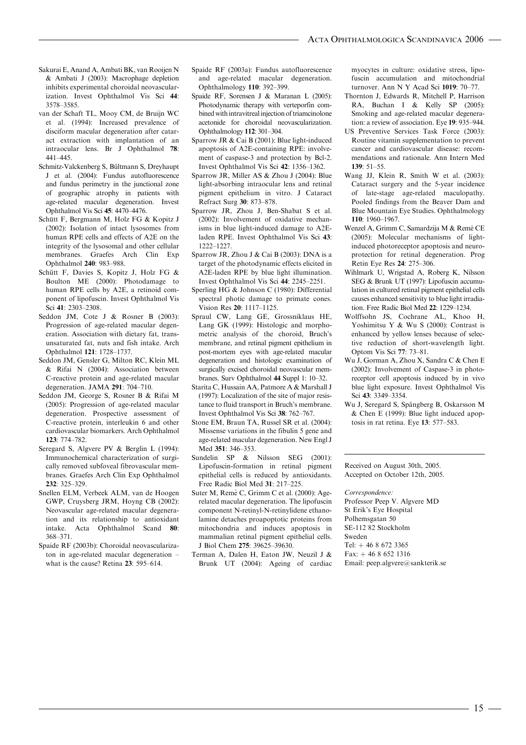Sakurai E, Anand A, Ambati BK, van Rooijen N & Ambati J (2003): Macrophage depletion inhibits experimental choroidal neovascularization. Invest Ophthalmol Vis Sci **44**: 3578–3585.

van der Schaft TL, Mooy CM, de Bruijn WC et al. (1994): Increased prevalence of disciform macular degeneration after cataract extraction with implantation of an intraocular lens. Br J Ophthalmol **78**: 441–445.

Schmitz-Valckenberg S, Bültmann S, Dreyhaupt J et al. (2004): Fundus autofluorescence and fundus perimetry in the junctional zone of geographic atrophy in patients with age-related macular degeneration. Invest Ophthalmol Vis Sci **45**: 4470–4476.

Schütt F, Bergmann M, Holz FG & Kopitz J (2002): Isolation of intact lysosomes from human RPE cells and effects of A2E on the integrity of the lysosomal and other cellular membranes. Graefes Arch Clin Exp Ophthalmol **240**: 983–988.

Schütt F, Davies S, Kopitz J, Holz FG & Boulton ME (2000): Photodamage to human RPE cells by A2E, a retinoid component of lipofuscin. Invest Ophthalmol Vis Sci **41**: 2303–2308.

Seddon JM, Cote J & Rosner B (2003): Progression of age-related macular degeneration. Association with dietary fat, transunsaturated fat, nuts and fish intake. Arch Ophthalmol **121**: 1728–1737.

Seddon JM, Gensler G, Milton RC, Klein ML & Rifai N (2004): Association between C-reactive protein and age-related macular degeneration. JAMA **291**: 704–710.

Seddon JM, George S, Rosner B & Rifai M (2005): Progression of age-related macular degeneration. Prospective assessment of C-reactive protein, interleukin 6 and other cardiovascular biomarkers. Arch Ophthalmol **123**: 774–782.

Seregard S, Algvere PV & Berglin L (1994): Immunochemical characterization of surgically removed subfoveal fibrovascular membranes. Graefes Arch Clin Exp Ophthalmol **232**: 325–329.

Snellen ELM, Verbeek ALM, van de Hoogen GWP, Cruysberg JRM, Hoyng CB (2002): Neovascular age-related macular degeneration and its relationship to antioxidant intake. Acta Ophthalmol Scand **80**: 368–371.

Spaide RF (2003b): Choroidal neovascularizaton in age-related macular degeneration – what is the cause? Retina **23**: 595–614.

Spaide RF (2003a): Fundus autofluorescence and age-related macular degeneration. Ophthalmology **110**: 392–399.

Spaide RF, Sorensen J & Maranan L (2005): Photodynamic therapy with verteporfin combined with intravitreal injection of triamcinolone acetonide for choroidal neovascularization. Ophthalmology **112**: 301–304.

Sparrow JR & Cai B (2001): Blue light-induced apoptosis of A2E-containing RPE: involvement of caspase-3 and protection by Bcl-2. Invest Ophthalmol Vis Sci **42**: 1356–1362.

Sparrow JR, Miller AS & Zhou J (2004): Blue light-absorbing intraocular lens and retinal pigment epithelium in vitro. J Cataract Refract Surg **30**: 873–878.

Sparrow JR, Zhou J, Ben-Shabat S et al. (2002): Involvement of oxidative mechanisms in blue light-induced damage to A2E-laden RPE. Invest Ophthalmol Vis Sci **43**: 1222–1227.

Sparrow JR, Zhou J & Cai B (2003): DNA is a target of the photodynamic effects elicited in A2E-laden RPE by blue light illumination. Invest Ophthalmol Vis Sci **44**: 2245–2251.

Sperling HG & Johnson C (1980): Differential spectral photic damage to primate cones. Vision Res **20**: 1117–1125.

Spraul CW, Lang GE, Grossniklaus HE, Lang GK (1999): Histologic and morphometric analysis of the choroid, Bruch's membrane, and retinal pigment epithelium in post-mortem eyes with age-related macular degeneration and histologic examination of surgically excised choroidal neovascular membranes. Surv Ophthalmol **44** Suppl 1: 10–32.

Starita C, Hussain AA, Patmore A & Marshall J (1997): Localization of the site of major resistance to fluid transport in Bruch's membrane. Invest Ophthalmol Vis Sci **38**: 762–767.

Stone EM, Braun TA, Russel SR et al. (2004): Missense variations in the fibulin 5 gene and age-related macular degeneration. New Engl J Med **351**: 346–353.

Sundelin SP & Nilsson SEG (2001): Lipofuscin-formation in retinal pigment epithelial cells is reduced by antioxidants. Free Radic Biol Med **31**: 217–225.

Suter M, Remé C, Grimm C et al. (2000): Age-related macular degeneration. The lipofuscin component N-retinyl-N-retinylidene ethanolamine detaches proapoptotic proteins from mitochondria and induces apoptosis in mammalian retinal pigment epithelial cells. J Biol Chem **275**: 39625–39630.

Terman A, Dalen H, Eaton JW, Neuzil J & Brunk UT (2004): Ageing of cardiac myocytes in culture: oxidative stress, lipofuscin accumulation and mitochondrial turnover. Ann N Y Acad Sci **1019**: 70–77.

Thornton J, Edwards R, Mitchell P, Harrison RA, Buchan I & Kelly SP (2005): Smoking and age-related macular degeneration: a review of association. Eye **19**: 935–944.

US Preventive Services Task Force (2003): Routine vitamin supplementation to prevent cancer and cardiovascular disease: recommendations and rationale. Ann Intern Med **139**: 51–55.

Wang JJ, Klein R, Smith W et al. (2003): Cataract surgery and the 5-year incidence of late-stage age-related maculopathy. Pooled findings from the Beaver Dam and Blue Mountain Eye Studies. Ophthalmology **110**: 1960–1967.

Wenzel A, Grimm C, Samardzija M & Remé CE (2005): Molecular mechanisms of light-induced photoreceptor apoptosis and neuroprotection for retinal degeneration. Prog Retin Eye Res **24**: 275–306.

Wihlmark U, Wrigstad A, Roberg K, Nilsson SEG & Brunk UT (1997): Lipofuscin accumulation in cultured retinal pigment epithelial cells causes enhanced sensitivity to blue light irradiation. Free Radic Biol Med **22**: 1229–1234.

Wolffsohn JS, Cochrane AL, Khoo H, Yoshimitsu Y & Wu S (2000): Contrast is enhanced by yellow lenses because of selective reduction of short-wavelength light. Optom Vis Sci **77**: 73–81.

Wu J, Gorman A, Zhou X, Sandra C & Chen E (2002): Involvement of Caspase-3 in photoreceptor cell apoptosis induced by in vivo blue light exposure. Invest Ophthalmol Vis Sci **43**: 3349–3354.

Wu J, Seregard S, Spångberg B, Oskarsson M & Chen E (1999): Blue light induced apoptosis in rat retina. Eye **13**: 577–583.

---

Received on August 30th, 2005.
Accepted on October 12th, 2005.

*Correspondence:*
Professor Peep V. Algvere MD
St Erik's Eye Hospital
Polhemsgatan 50
SE-112 82 Stockholm
Sweden
Tel: + 46 8 672 3365
Fax: + 46 8 652 1316
Email: peep.algvere@sankterik.se